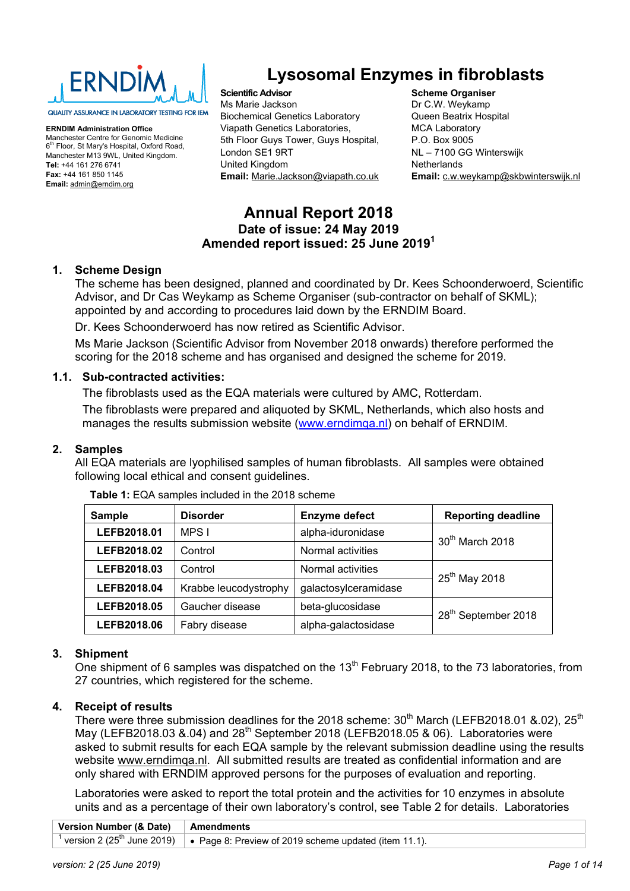ERNDIM

QUALITY ASSURANCE IN LABORATORY TESTING FOR IEM

**ERNDIM Administration Office**
Manchester Centre for Genomic Medicine
6th Floor, St Mary's Hospital, Oxford Road,
Manchester M13 9WL, United Kingdom.
**Tel:** +44 161 276 6741
**Fax:** +44 161 850 1145
**Email:** admin@erndim.org

# Lysosomal Enzymes in fibroblasts

**Scientific Advisor**
Ms Marie Jackson
Biochemical Genetics Laboratory
Viapath Genetics Laboratories,
5th Floor Guys Tower, Guys Hospital,
London SE1 9RT
United Kingdom
**Email:** Marie.Jackson@viapath.co.uk

**Scheme Organiser**
Dr C.W. Weykamp
Queen Beatrix Hospital
MCA Laboratory
P.O. Box 9005
NL – 7100 GG Winterswijk
Netherlands
**Email:** c.w.weykamp@skbwinterswijk.nl

## Annual Report 2018

**Date of issue: 24 May 2019**
**Amended report issued: 25 June 2019[1]**

## 1. Scheme Design

The scheme has been designed, planned and coordinated by Dr. Kees Schoonderwoerd, Scientific Advisor, and Dr Cas Weykamp as Scheme Organiser (sub-contractor on behalf of SKML); appointed by and according to procedures laid down by the ERNDIM Board.

Dr. Kees Schoonderwoerd has now retired as Scientific Advisor.

Ms Marie Jackson (Scientific Advisor from November 2018 onwards) therefore performed the scoring for the 2018 scheme and has organised and designed the scheme for 2019.

### 1.1. Sub-contracted activities:

The fibroblasts used as the EQA materials were cultured by AMC, Rotterdam.

The fibroblasts were prepared and aliquoted by SKML, Netherlands, which also hosts and manages the results submission website (www.erndimqa.nl) on behalf of ERNDIM.

## 2. Samples

All EQA materials are lyophilised samples of human fibroblasts. All samples were obtained following local ethical and consent guidelines.

**Table 1:** EQA samples included in the 2018 scheme

| Sample | Disorder | Enzyme defect | Reporting deadline |
|---|---|---|---|
| **LEFB2018.01** | MPS I | alpha-iduronidase | 30th March 2018 |
| **LEFB2018.02** | Control | Normal activities | |
| **LEFB2018.03** | Control | Normal activities | 25th May 2018 |
| **LEFB2018.04** | Krabbe leucodystrophy | galactosylceramidase | |
| **LEFB2018.05** | Gaucher disease | beta-glucosidase | 28th September 2018 |
| **LEFB2018.06** | Fabry disease | alpha-galactosidase | |

## 3. Shipment

One shipment of 6 samples was dispatched on the 13th February 2018, to the 73 laboratories, from 27 countries, which registered for the scheme.

## 4. Receipt of results

There were three submission deadlines for the 2018 scheme: 30th March (LEFB2018.01 &.02), 25th May (LEFB2018.03 &.04) and 28th September 2018 (LEFB2018.05 & 06). Laboratories were asked to submit results for each EQA sample by the relevant submission deadline using the results website www.erndimqa.nl. All submitted results are treated as confidential information and are only shared with ERNDIM approved persons for the purposes of evaluation and reporting.

Laboratories were asked to report the total protein and the activities for 10 enzymes in absolute units and as a percentage of their own laboratory's control, see Table 2 for details. Laboratories

| Version Number (& Date) | Amendments |
|---|---|
| [1] version 2 (25th June 2019) | • Page 8: Preview of 2019 scheme updated (item 11.1). |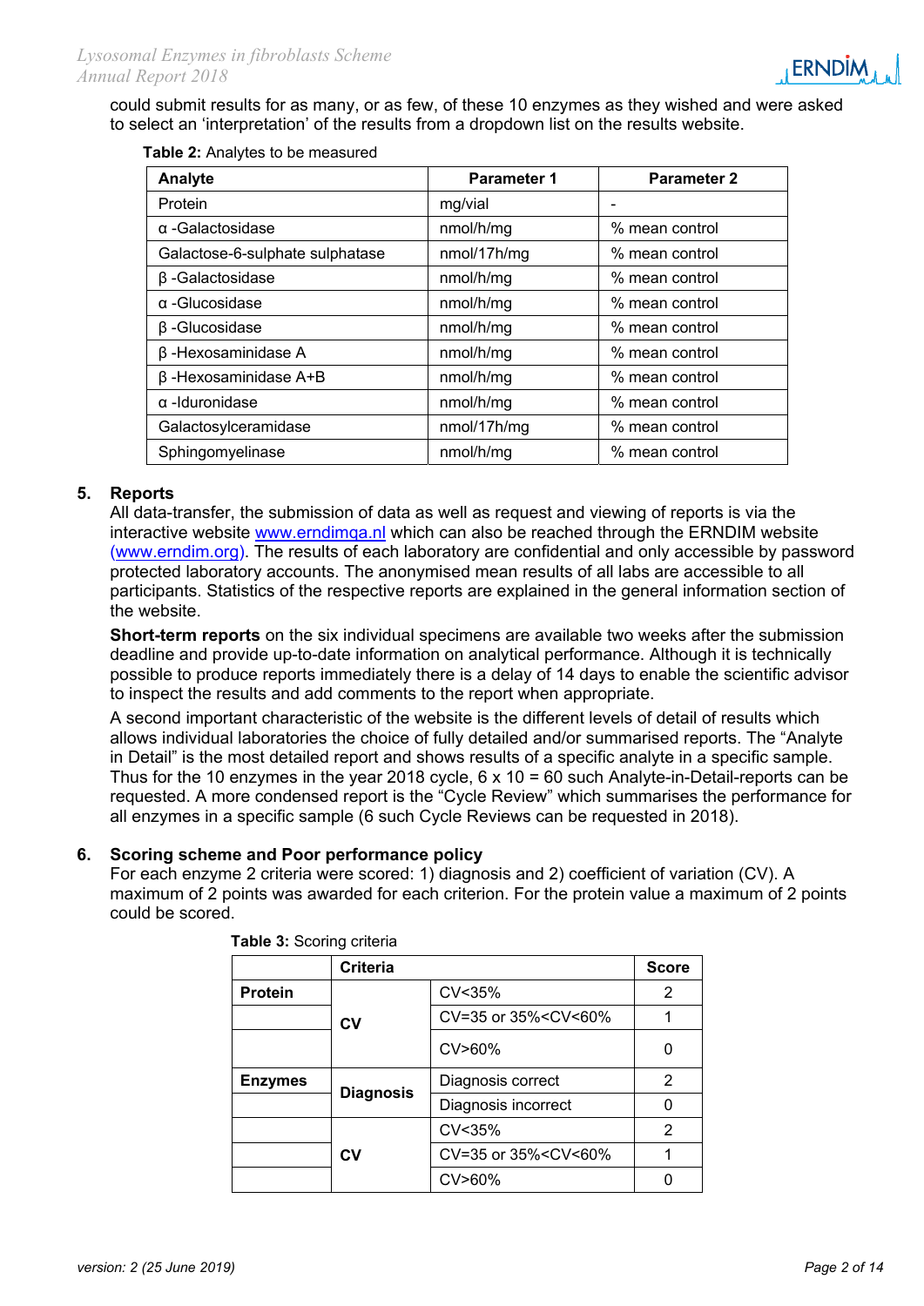could submit results for as many, or as few, of these 10 enzymes as they wished and were asked to select an 'interpretation' of the results from a dropdown list on the results website.

**Table 2:** Analytes to be measured

| Analyte | Parameter 1 | Parameter 2 |
|---|---|---|
| Protein | mg/vial | - |
| α -Galactosidase | nmol/h/mg | % mean control |
| Galactose-6-sulphate sulphatase | nmol/17h/mg | % mean control |
| β -Galactosidase | nmol/h/mg | % mean control |
| α -Glucosidase | nmol/h/mg | % mean control |
| β -Glucosidase | nmol/h/mg | % mean control |
| β -Hexosaminidase A | nmol/h/mg | % mean control |
| β -Hexosaminidase A+B | nmol/h/mg | % mean control |
| α -Iduronidase | nmol/h/mg | % mean control |
| Galactosylceramidase | nmol/17h/mg | % mean control |
| Sphingomyelinase | nmol/h/mg | % mean control |

## 5. Reports

All data-transfer, the submission of data as well as request and viewing of reports is via the interactive website www.erndimqa.nl which can also be reached through the ERNDIM website (www.erndim.org). The results of each laboratory are confidential and only accessible by password protected laboratory accounts. The anonymised mean results of all labs are accessible to all participants. Statistics of the respective reports are explained in the general information section of the website.

**Short-term reports** on the six individual specimens are available two weeks after the submission deadline and provide up-to-date information on analytical performance. Although it is technically possible to produce reports immediately there is a delay of 14 days to enable the scientific advisor to inspect the results and add comments to the report when appropriate.

A second important characteristic of the website is the different levels of detail of results which allows individual laboratories the choice of fully detailed and/or summarised reports. The "Analyte in Detail" is the most detailed report and shows results of a specific analyte in a specific sample. Thus for the 10 enzymes in the year 2018 cycle, 6 x 10 = 60 such Analyte-in-Detail-reports can be requested. A more condensed report is the "Cycle Review" which summarises the performance for all enzymes in a specific sample (6 such Cycle Reviews can be requested in 2018).

## 6. Scoring scheme and Poor performance policy

For each enzyme 2 criteria were scored: 1) diagnosis and 2) coefficient of variation (CV). A maximum of 2 points was awarded for each criterion. For the protein value a maximum of 2 points could be scored.

**Table 3:** Scoring criteria

| | Criteria | | Score |
|---|---|---|---|
| **Protein** | **CV** | CV<35% | 2 |
| | | CV=35 or 35%<CV<60% | 1 |
| | | CV>60% | 0 |
| **Enzymes** | **Diagnosis** | Diagnosis correct | 2 |
| | | Diagnosis incorrect | 0 |
| | **CV** | CV<35% | 2 |
| | | CV=35 or 35%<CV<60% | 1 |
| | | CV>60% | 0 |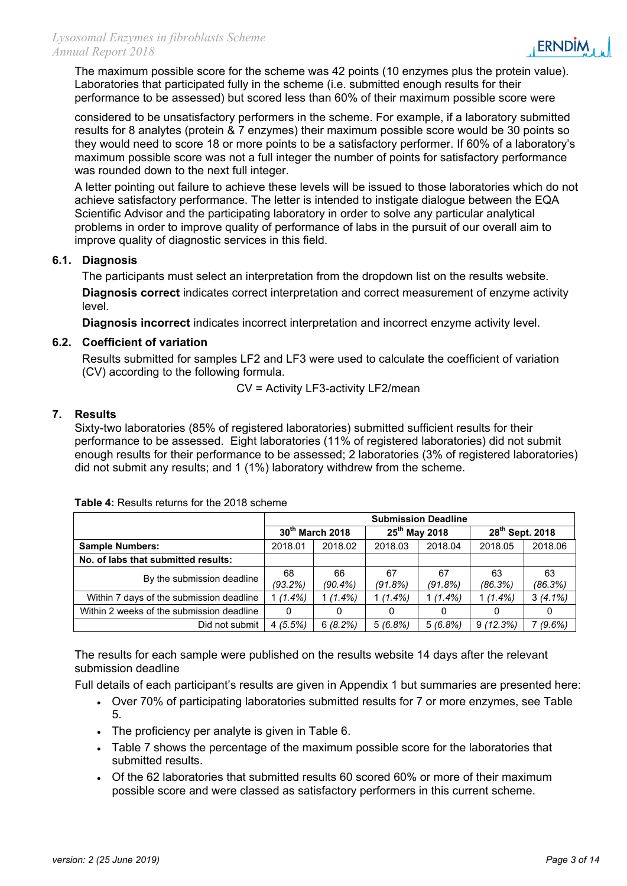The maximum possible score for the scheme was 42 points (10 enzymes plus the protein value). Laboratories that participated fully in the scheme (i.e. submitted enough results for their performance to be assessed) but scored less than 60% of their maximum possible score were considered to be unsatisfactory performers in the scheme. For example, if a laboratory submitted results for 8 analytes (protein & 7 enzymes) their maximum possible score would be 30 points so they would need to score 18 or more points to be a satisfactory performer. If 60% of a laboratory's maximum possible score was not a full integer the number of points for satisfactory performance was rounded down to the next full integer.

A letter pointing out failure to achieve these levels will be issued to those laboratories which do not achieve satisfactory performance. The letter is intended to instigate dialogue between the EQA Scientific Advisor and the participating laboratory in order to solve any particular analytical problems in order to improve quality of performance of labs in the pursuit of our overall aim to improve quality of diagnostic services in this field.

### 6.1. Diagnosis

The participants must select an interpretation from the dropdown list on the results website.

**Diagnosis correct** indicates correct interpretation and correct measurement of enzyme activity level.

**Diagnosis incorrect** indicates incorrect interpretation and incorrect enzyme activity level.

### 6.2. Coefficient of variation

Results submitted for samples LF2 and LF3 were used to calculate the coefficient of variation (CV) according to the following formula.

$$CV = \text{Activity LF3-activity LF2/mean}$$

## 7. Results

Sixty-two laboratories (85% of registered laboratories) submitted sufficient results for their performance to be assessed. Eight laboratories (11% of registered laboratories) did not submit enough results for their performance to be assessed; 2 laboratories (3% of registered laboratories) did not submit any results; and 1 (1%) laboratory withdrew from the scheme.

**Table 4:** Results returns for the 2018 scheme

| | Submission Deadline | | | | | |
|---|---|---|---|---|---|---|
| | 30th March 2018 | | 25th May 2018 | | 28th Sept. 2018 | |
| **Sample Numbers:** | 2018.01 | 2018.02 | 2018.03 | 2018.04 | 2018.05 | 2018.06 |
| **No. of labs that submitted results:** | | | | | | |
| By the submission deadline | 68 *(93.2%)* | 66 *(90.4%)* | 67 *(91.8%)* | 67 *(91.8%)* | 63 *(86.3%)* | 63 *(86.3%)* |
| Within 7 days of the submission deadline | 1 *(1.4%)* | 1 *(1.4%)* | 1 *(1.4%)* | 1 *(1.4%)* | 1 *(1.4%)* | 3 *(4.1%)* |
| Within 2 weeks of the submission deadline | 0 | 0 | 0 | 0 | 0 | 0 |
| Did not submit | 4 *(5.5%)* | 6 *(8.2%)* | 5 *(6.8%)* | 5 *(6.8%)* | 9 *(12.3%)* | 7 *(9.6%)* |

The results for each sample were published on the results website 14 days after the relevant submission deadline

Full details of each participant's results are given in Appendix 1 but summaries are presented here:

- Over 70% of participating laboratories submitted results for 7 or more enzymes, see Table 5.
- The proficiency per analyte is given in Table 6.
- Table 7 shows the percentage of the maximum possible score for the laboratories that submitted results.
- Of the 62 laboratories that submitted results 60 scored 60% or more of their maximum possible score and were classed as satisfactory performers in this current scheme.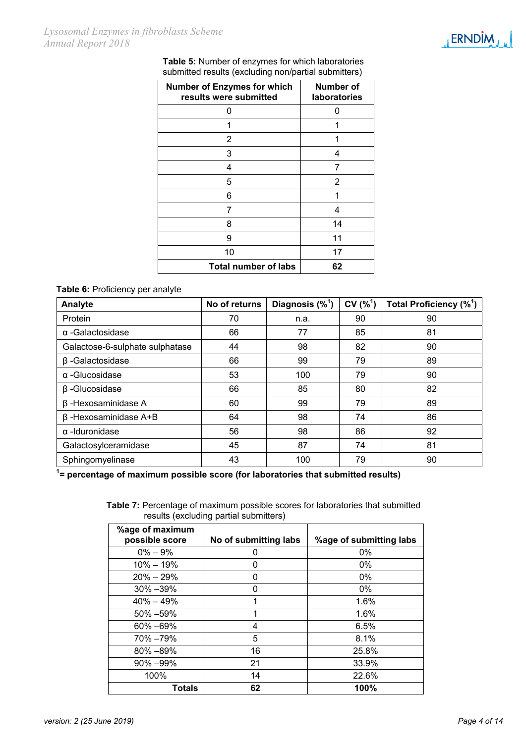**Table 5:** Number of enzymes for which laboratories submitted results (excluding non/partial submitters)

| Number of Enzymes for which results were submitted | Number of laboratories |
|---|---|
| 0 | 0 |
| 1 | 1 |
| 2 | 1 |
| 3 | 4 |
| 4 | 7 |
| 5 | 2 |
| 6 | 1 |
| 7 | 4 |
| 8 | 14 |
| 9 | 11 |
| 10 | 17 |
| **Total number of labs** | **62** |

**Table 6:** Proficiency per analyte

| Analyte | No of returns | Diagnosis (%[1]) | CV (%[1]) | Total Proficiency (%[1]) |
|---|---|---|---|---|
| Protein | 70 | n.a. | 90 | 90 |
| α -Galactosidase | 66 | 77 | 85 | 81 |
| Galactose-6-sulphate sulphatase | 44 | 98 | 82 | 90 |
| β -Galactosidase | 66 | 99 | 79 | 89 |
| α -Glucosidase | 53 | 100 | 79 | 90 |
| β -Glucosidase | 66 | 85 | 80 | 82 |
| β -Hexosaminidase A | 60 | 99 | 79 | 89 |
| β -Hexosaminidase A+B | 64 | 98 | 74 | 86 |
| α -Iduronidase | 56 | 98 | 86 | 92 |
| Galactosylceramidase | 45 | 87 | 74 | 81 |
| Sphingomyelinase | 43 | 100 | 79 | 90 |

**[1]= percentage of maximum possible score (for laboratories that submitted results)**

**Table 7:** Percentage of maximum possible scores for laboratories that submitted results (excluding partial submitters)

| %age of maximum possible score | No of submitting labs | %age of submitting labs |
|---|---|---|
| 0% – 9% | 0 | 0% |
| 10% – 19% | 0 | 0% |
| 20% – 29% | 0 | 0% |
| 30% –39% | 0 | 0% |
| 40% – 49% | 1 | 1.6% |
| 50% –59% | 1 | 1.6% |
| 60% –69% | 4 | 6.5% |
| 70% –79% | 5 | 8.1% |
| 80% –89% | 16 | 25.8% |
| 90% –99% | 21 | 33.9% |
| 100% | 14 | 22.6% |
| **Totals** | **62** | **100%** |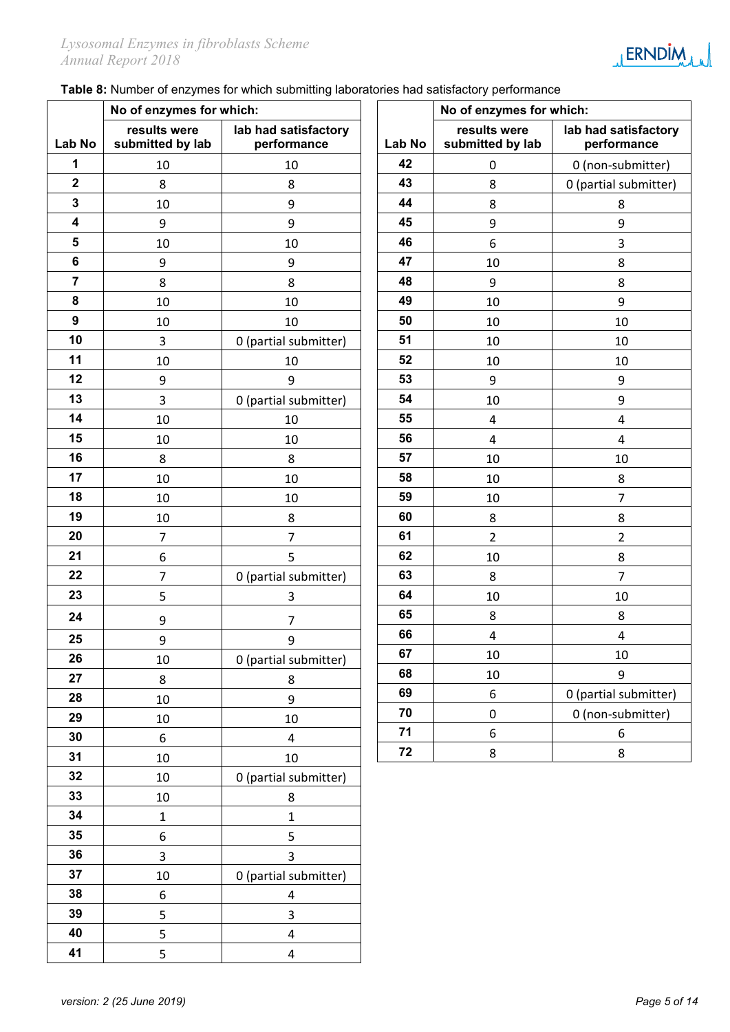**Table 8:** Number of enzymes for which submitting laboratories had satisfactory performance

| Lab No | No of enzymes for which: results were submitted by lab | lab had satisfactory performance |
|---|---|---|
| 1 | 10 | 10 |
| 2 | 8 | 8 |
| 3 | 10 | 9 |
| 4 | 9 | 9 |
| 5 | 10 | 10 |
| 6 | 9 | 9 |
| 7 | 8 | 8 |
| 8 | 10 | 10 |
| 9 | 10 | 10 |
| 10 | 3 | 0 (partial submitter) |
| 11 | 10 | 10 |
| 12 | 9 | 9 |
| 13 | 3 | 0 (partial submitter) |
| 14 | 10 | 10 |
| 15 | 10 | 10 |
| 16 | 8 | 8 |
| 17 | 10 | 10 |
| 18 | 10 | 10 |
| 19 | 10 | 8 |
| 20 | 7 | 7 |
| 21 | 6 | 5 |
| 22 | 7 | 0 (partial submitter) |
| 23 | 5 | 3 |
| 24 | 9 | 7 |
| 25 | 9 | 9 |
| 26 | 10 | 0 (partial submitter) |
| 27 | 8 | 8 |
| 28 | 10 | 9 |
| 29 | 10 | 10 |
| 30 | 6 | 4 |
| 31 | 10 | 10 |
| 32 | 10 | 0 (partial submitter) |
| 33 | 10 | 8 |
| 34 | 1 | 1 |
| 35 | 6 | 5 |
| 36 | 3 | 3 |
| 37 | 10 | 0 (partial submitter) |
| 38 | 6 | 4 |
| 39 | 5 | 3 |
| 40 | 5 | 4 |
| 41 | 5 | 4 |
| 42 | 0 | 0 (non-submitter) |
| 43 | 8 | 0 (partial submitter) |
| 44 | 8 | 8 |
| 45 | 9 | 9 |
| 46 | 6 | 3 |
| 47 | 10 | 8 |
| 48 | 9 | 8 |
| 49 | 10 | 9 |
| 50 | 10 | 10 |
| 51 | 10 | 10 |
| 52 | 10 | 10 |
| 53 | 9 | 9 |
| 54 | 10 | 9 |
| 55 | 4 | 4 |
| 56 | 4 | 4 |
| 57 | 10 | 10 |
| 58 | 10 | 8 |
| 59 | 10 | 7 |
| 60 | 8 | 8 |
| 61 | 2 | 2 |
| 62 | 10 | 8 |
| 63 | 8 | 7 |
| 64 | 10 | 10 |
| 65 | 8 | 8 |
| 66 | 4 | 4 |
| 67 | 10 | 10 |
| 68 | 10 | 9 |
| 69 | 6 | 0 (partial submitter) |
| 70 | 0 | 0 (non-submitter) |
| 71 | 6 | 6 |
| 72 | 8 | 8 |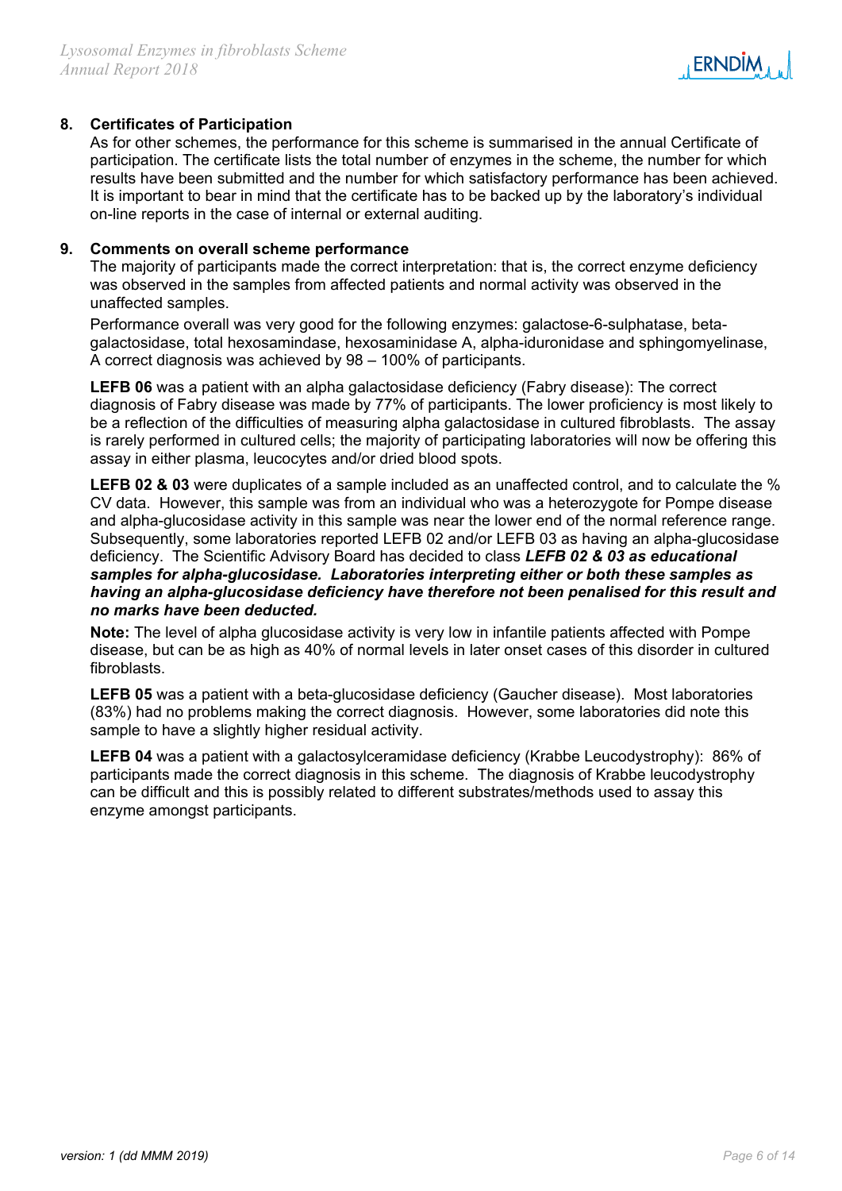## 8. Certificates of Participation

As for other schemes, the performance for this scheme is summarised in the annual Certificate of participation. The certificate lists the total number of enzymes in the scheme, the number for which results have been submitted and the number for which satisfactory performance has been achieved. It is important to bear in mind that the certificate has to be backed up by the laboratory's individual on-line reports in the case of internal or external auditing.

## 9. Comments on overall scheme performance

The majority of participants made the correct interpretation: that is, the correct enzyme deficiency was observed in the samples from affected patients and normal activity was observed in the unaffected samples.

Performance overall was very good for the following enzymes: galactose-6-sulphatase, beta-galactosidase, total hexosamindase, hexosaminidase A, alpha-iduronidase and sphingomyelinase, A correct diagnosis was achieved by 98 – 100% of participants.

**LEFB 06** was a patient with an alpha galactosidase deficiency (Fabry disease): The correct diagnosis of Fabry disease was made by 77% of participants. The lower proficiency is most likely to be a reflection of the difficulties of measuring alpha galactosidase in cultured fibroblasts. The assay is rarely performed in cultured cells; the majority of participating laboratories will now be offering this assay in either plasma, leucocytes and/or dried blood spots.

**LEFB 02 & 03** were duplicates of a sample included as an unaffected control, and to calculate the % CV data. However, this sample was from an individual who was a heterozygote for Pompe disease and alpha-glucosidase activity in this sample was near the lower end of the normal reference range. Subsequently, some laboratories reported LEFB 02 and/or LEFB 03 as having an alpha-glucosidase deficiency. The Scientific Advisory Board has decided to class ***LEFB 02 & 03 as educational samples for alpha-glucosidase. Laboratories interpreting either or both these samples as having an alpha-glucosidase deficiency have therefore not been penalised for this result and no marks have been deducted.***

**Note:** The level of alpha glucosidase activity is very low in infantile patients affected with Pompe disease, but can be as high as 40% of normal levels in later onset cases of this disorder in cultured fibroblasts.

**LEFB 05** was a patient with a beta-glucosidase deficiency (Gaucher disease). Most laboratories (83%) had no problems making the correct diagnosis. However, some laboratories did note this sample to have a slightly higher residual activity.

**LEFB 04** was a patient with a galactosylceramidase deficiency (Krabbe Leucodystrophy): 86% of participants made the correct diagnosis in this scheme. The diagnosis of Krabbe leucodystrophy can be difficult and this is possibly related to different substrates/methods used to assay this enzyme amongst participants.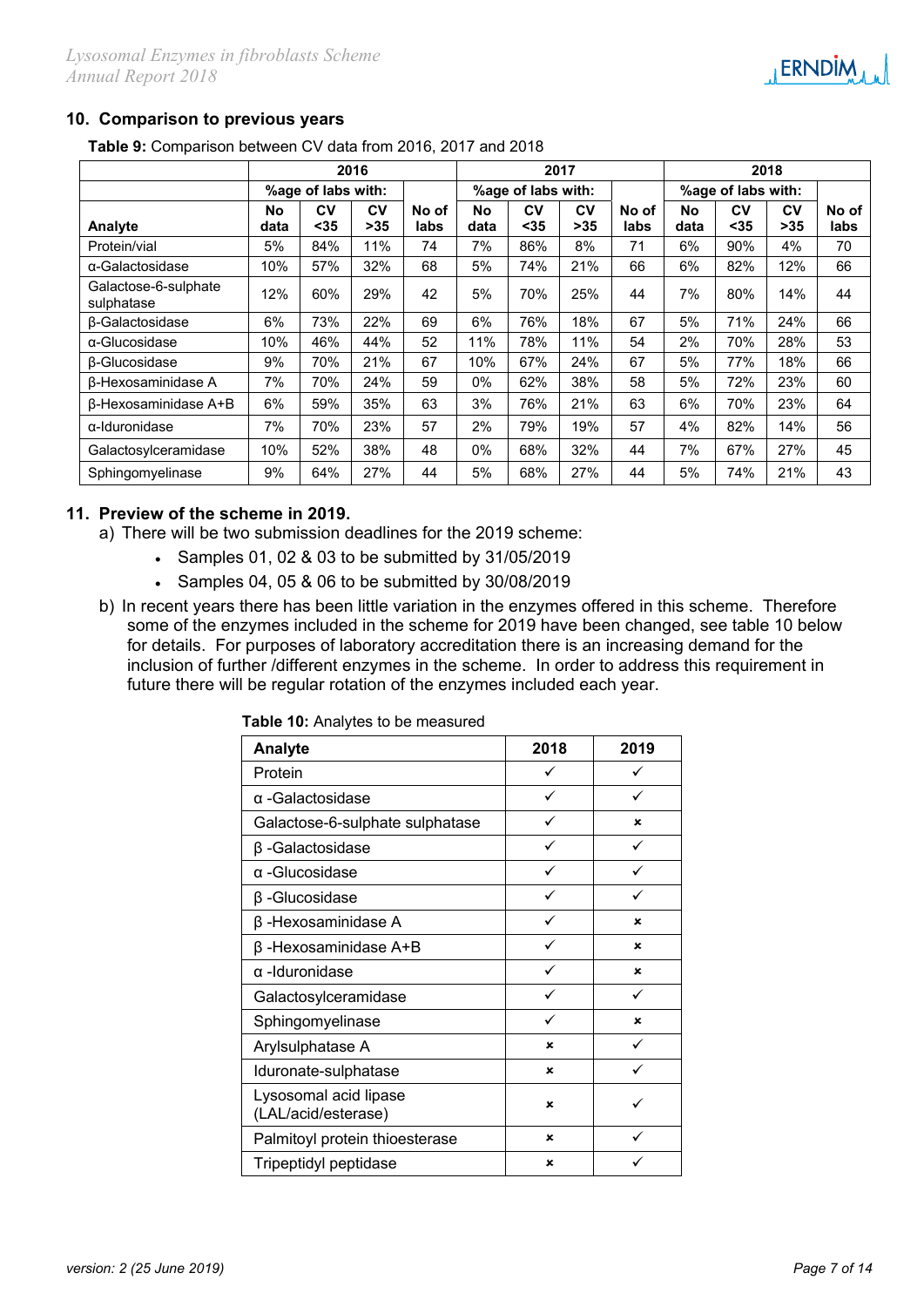## 10. Comparison to previous years

**Table 9:** Comparison between CV data from 2016, 2017 and 2018

| | 2016 | | | | 2017 | | | | 2018 | | | |
|---|---|---|---|---|---|---|---|---|---|---|---|---|
| | %age of labs with: | | | | %age of labs with: | | | | %age of labs with: | | | |
| **Analyte** | **No data** | **CV <35** | **CV >35** | **No of labs** | **No data** | **CV <35** | **CV >35** | **No of labs** | **No data** | **CV <35** | **CV >35** | **No of labs** |
| Protein/vial | 5% | 84% | 11% | 74 | 7% | 86% | 8% | 71 | 6% | 90% | 4% | 70 |
| α-Galactosidase | 10% | 57% | 32% | 68 | 5% | 74% | 21% | 66 | 6% | 82% | 12% | 66 |
| Galactose-6-sulphate sulphatase | 12% | 60% | 29% | 42 | 5% | 70% | 25% | 44 | 7% | 80% | 14% | 44 |
| β-Galactosidase | 6% | 73% | 22% | 69 | 6% | 76% | 18% | 67 | 5% | 71% | 24% | 66 |
| α-Glucosidase | 10% | 46% | 44% | 52 | 11% | 78% | 11% | 54 | 2% | 70% | 28% | 53 |
| β-Glucosidase | 9% | 70% | 21% | 67 | 10% | 67% | 24% | 67 | 5% | 77% | 18% | 66 |
| β-Hexosaminidase A | 7% | 70% | 24% | 59 | 0% | 62% | 38% | 58 | 5% | 72% | 23% | 60 |
| β-Hexosaminidase A+B | 6% | 59% | 35% | 63 | 3% | 76% | 21% | 63 | 6% | 70% | 23% | 64 |
| α-Iduronidase | 7% | 70% | 23% | 57 | 2% | 79% | 19% | 57 | 4% | 82% | 14% | 56 |
| Galactosylceramidase | 10% | 52% | 38% | 48 | 0% | 68% | 32% | 44 | 7% | 67% | 27% | 45 |
| Sphingomyelinase | 9% | 64% | 27% | 44 | 5% | 68% | 27% | 44 | 5% | 74% | 21% | 43 |

## 11. Preview of the scheme in 2019.

a) There will be two submission deadlines for the 2019 scheme:
- Samples 01, 02 & 03 to be submitted by 31/05/2019
- Samples 04, 05 & 06 to be submitted by 30/08/2019

b) In recent years there has been little variation in the enzymes offered in this scheme. Therefore some of the enzymes included in the scheme for 2019 have been changed, see table 10 below for details. For purposes of laboratory accreditation there is an increasing demand for the inclusion of further /different enzymes in the scheme. In order to address this requirement in future there will be regular rotation of the enzymes included each year.

**Table 10:** Analytes to be measured

| Analyte | 2018 | 2019 |
|---|---|---|
| Protein | ✓ | ✓ |
| α -Galactosidase | ✓ | ✓ |
| Galactose-6-sulphate sulphatase | ✓ | × |
| β -Galactosidase | ✓ | ✓ |
| α -Glucosidase | ✓ | ✓ |
| β -Glucosidase | ✓ | ✓ |
| β -Hexosaminidase A | ✓ | × |
| β -Hexosaminidase A+B | ✓ | × |
| α -Iduronidase | ✓ | × |
| Galactosylceramidase | ✓ | ✓ |
| Sphingomyelinase | ✓ | × |
| Arylsulphatase A | × | ✓ |
| Iduronate-sulphatase | × | ✓ |
| Lysosomal acid lipase (LAL/acid/esterase) | × | ✓ |
| Palmitoyl protein thioesterase | × | ✓ |
| Tripeptidyl peptidase | × | ✓ |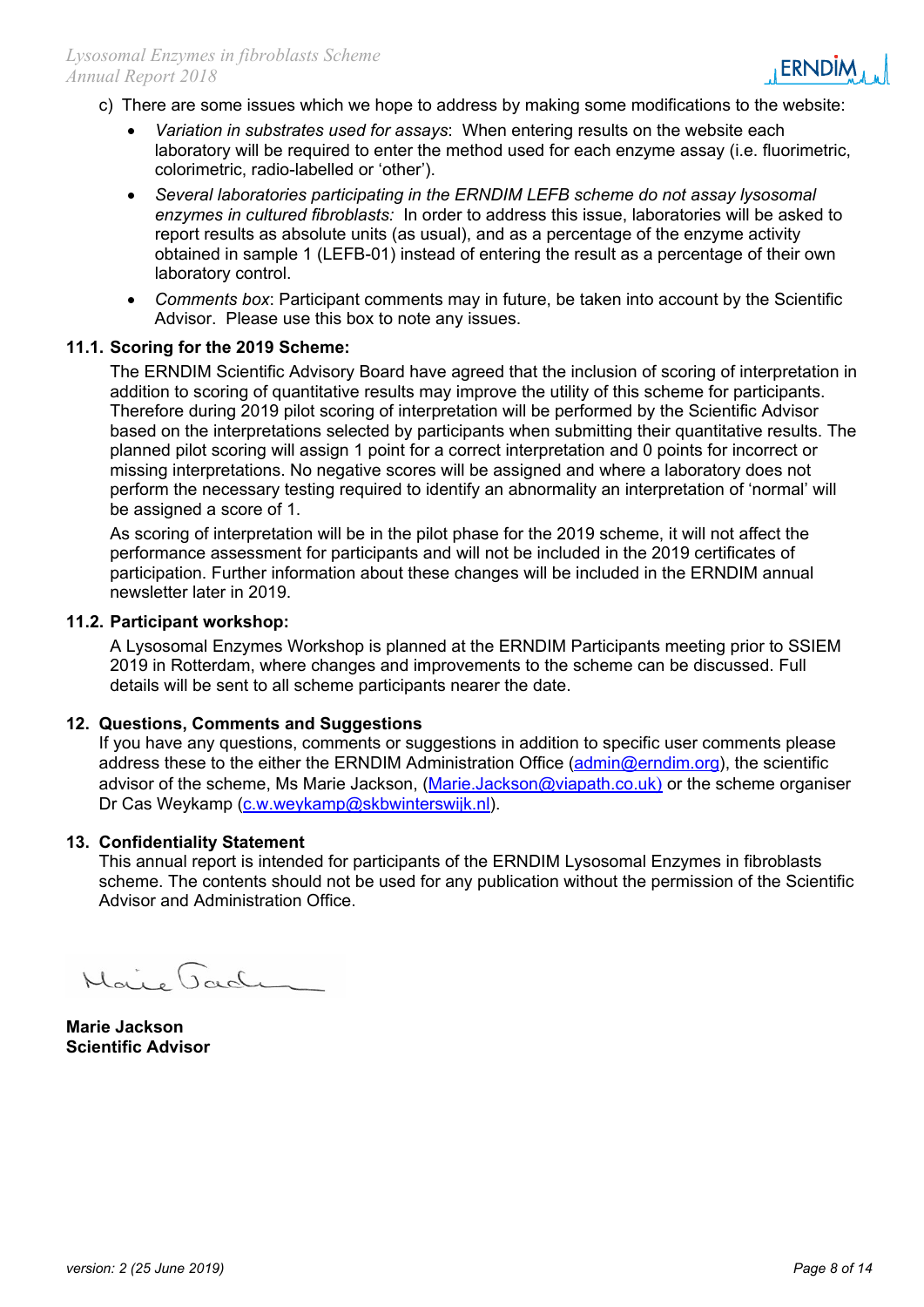c) There are some issues which we hope to address by making some modifications to the website:

- *Variation in substrates used for assays*: When entering results on the website each laboratory will be required to enter the method used for each enzyme assay (i.e. fluorimetric, colorimetric, radio-labelled or 'other').
- *Several laboratories participating in the ERNDIM LEFB scheme do not assay lysosomal enzymes in cultured fibroblasts:* In order to address this issue, laboratories will be asked to report results as absolute units (as usual), and as a percentage of the enzyme activity obtained in sample 1 (LEFB-01) instead of entering the result as a percentage of their own laboratory control.
- *Comments box*: Participant comments may in future, be taken into account by the Scientific Advisor. Please use this box to note any issues.

### 11.1. Scoring for the 2019 Scheme:

The ERNDIM Scientific Advisory Board have agreed that the inclusion of scoring of interpretation in addition to scoring of quantitative results may improve the utility of this scheme for participants. Therefore during 2019 pilot scoring of interpretation will be performed by the Scientific Advisor based on the interpretations selected by participants when submitting their quantitative results. The planned pilot scoring will assign 1 point for a correct interpretation and 0 points for incorrect or missing interpretations. No negative scores will be assigned and where a laboratory does not perform the necessary testing required to identify an abnormality an interpretation of 'normal' will be assigned a score of 1.

As scoring of interpretation will be in the pilot phase for the 2019 scheme, it will not affect the performance assessment for participants and will not be included in the 2019 certificates of participation. Further information about these changes will be included in the ERNDIM annual newsletter later in 2019.

### 11.2. Participant workshop:

A Lysosomal Enzymes Workshop is planned at the ERNDIM Participants meeting prior to SSIEM 2019 in Rotterdam, where changes and improvements to the scheme can be discussed. Full details will be sent to all scheme participants nearer the date.

## 12. Questions, Comments and Suggestions

If you have any questions, comments or suggestions in addition to specific user comments please address these to the either the ERNDIM Administration Office (admin@erndim.org), the scientific advisor of the scheme, Ms Marie Jackson, (Marie.Jackson@viapath.co.uk) or the scheme organiser Dr Cas Weykamp (c.w.weykamp@skbwinterswijk.nl).

## 13. Confidentiality Statement

This annual report is intended for participants of the ERNDIM Lysosomal Enzymes in fibroblasts scheme. The contents should not be used for any publication without the permission of the Scientific Advisor and Administration Office.

**Marie Jackson**
**Scientific Advisor**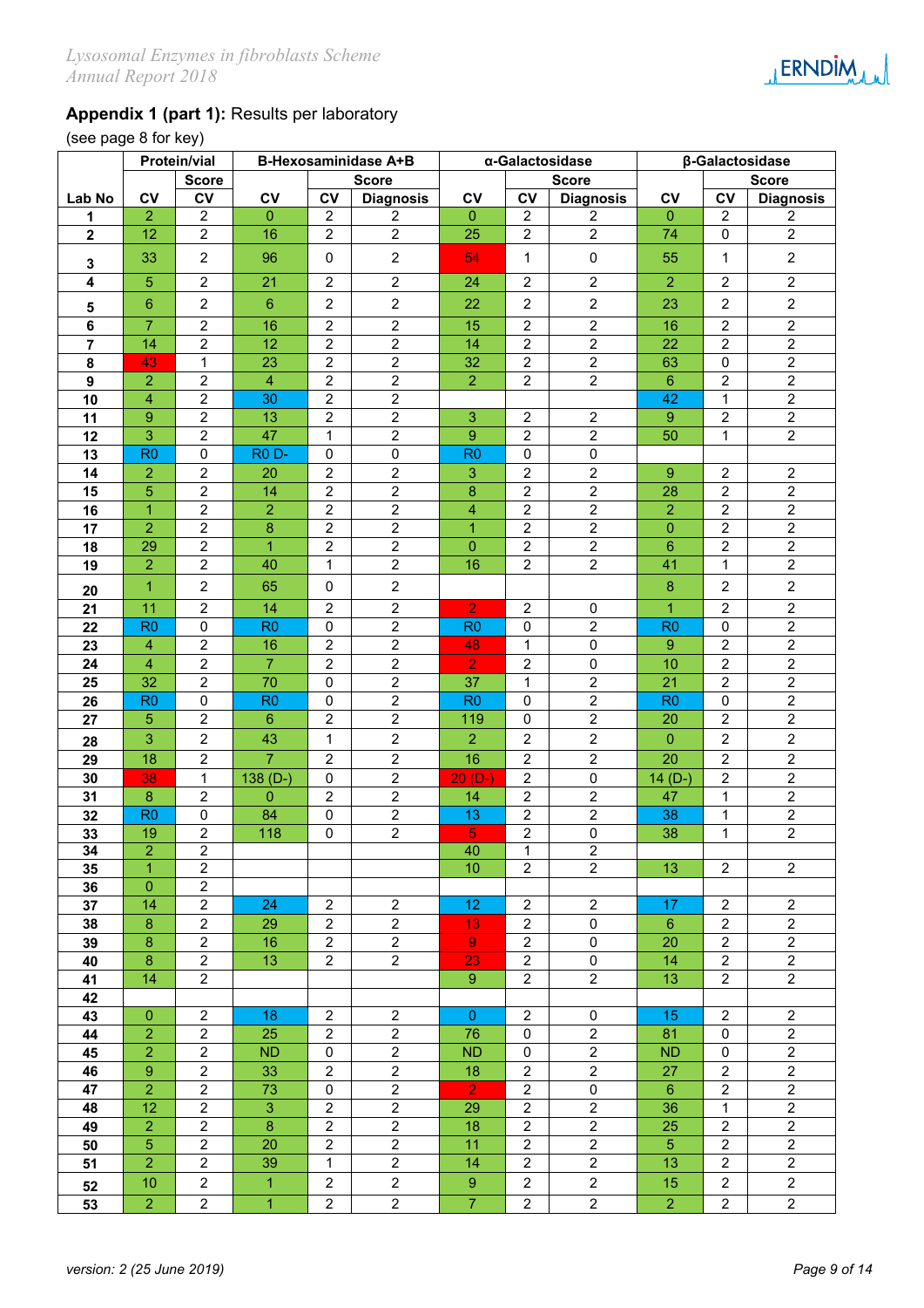## Appendix 1 (part 1): Results per laboratory

(see page 8 for key)

| Lab No | Protein/vial | | B-Hexosaminidase A+B | | | α-Galactosidase | | | β-Galactosidase | | |
|---|---|---|---|---|---|---|---|---|---|---|---|
| | CV | Score CV | CV | Score CV | Score Diagnosis | CV | Score CV | Score Diagnosis | CV | Score CV | Score Diagnosis |
| 1 | 2 | 2 | 0 | 2 | 2 | 0 | 2 | 2 | 0 | 2 | 2 |
| 2 | 12 | 2 | 16 | 2 | 2 | 25 | 2 | 2 | 74 | 0 | 2 |
| 3 | 33 | 2 | 96 | 0 | 2 | 54 | 1 | 0 | 55 | 1 | 2 |
| 4 | 5 | 2 | 21 | 2 | 2 | 24 | 2 | 2 | 2 | 2 | 2 |
| 5 | 6 | 2 | 6 | 2 | 2 | 22 | 2 | 2 | 23 | 2 | 2 |
| 6 | 7 | 2 | 16 | 2 | 2 | 15 | 2 | 2 | 16 | 2 | 2 |
| 7 | 14 | 2 | 12 | 2 | 2 | 14 | 2 | 2 | 22 | 2 | 2 |
| 8 | 43 | 1 | 23 | 2 | 2 | 32 | 2 | 2 | 63 | 0 | 2 |
| 9 | 2 | 2 | 4 | 2 | 2 | 2 | 2 | 2 | 6 | 2 | 2 |
| 10 | 4 | 2 | 30 | 2 | 2 | | | | 42 | 1 | 2 |
| 11 | 9 | 2 | 13 | 2 | 2 | 3 | 2 | 2 | 9 | 2 | 2 |
| 12 | 3 | 2 | 47 | 1 | 2 | 9 | 2 | 2 | 50 | 1 | 2 |
| 13 | R0 | 0 | R0 D- | 0 | 0 | R0 | 0 | 0 | | | |
| 14 | 2 | 2 | 20 | 2 | 2 | 3 | 2 | 2 | 9 | 2 | 2 |
| 15 | 5 | 2 | 14 | 2 | 2 | 8 | 2 | 2 | 28 | 2 | 2 |
| 16 | 1 | 2 | 2 | 2 | 2 | 4 | 2 | 2 | 2 | 2 | 2 |
| 17 | 2 | 2 | 8 | 2 | 2 | 1 | 2 | 2 | 0 | 2 | 2 |
| 18 | 29 | 2 | 1 | 2 | 2 | 0 | 2 | 2 | 6 | 2 | 2 |
| 19 | 2 | 2 | 40 | 1 | 2 | 16 | 2 | 2 | 41 | 1 | 2 |
| 20 | 1 | 2 | 65 | 0 | 2 | | | | 8 | 2 | 2 |
| 21 | 11 | 2 | 14 | 2 | 2 | 2 | 2 | 0 | 1 | 2 | 2 |
| 22 | R0 | 0 | R0 | 0 | 2 | R0 | 0 | 2 | R0 | 0 | 2 |
| 23 | 4 | 2 | 16 | 2 | 2 | 48 | 1 | 0 | 9 | 2 | 2 |
| 24 | 4 | 2 | 7 | 2 | 2 | 2 | 2 | 0 | 10 | 2 | 2 |
| 25 | 32 | 2 | 70 | 0 | 2 | 37 | 1 | 2 | 21 | 2 | 2 |
| 26 | R0 | 0 | R0 | 0 | 2 | R0 | 0 | 2 | R0 | 0 | 2 |
| 27 | 5 | 2 | 6 | 2 | 2 | 119 | 0 | 2 | 20 | 2 | 2 |
| 28 | 3 | 2 | 43 | 1 | 2 | 2 | 2 | 2 | 0 | 2 | 2 |
| 29 | 18 | 2 | 7 | 2 | 2 | 16 | 2 | 2 | 20 | 2 | 2 |
| 30 | 38 | 1 | 138 (D-) | 0 | 2 | 20 (D-) | 2 | 0 | 14 (D-) | 2 | 2 |
| 31 | 8 | 2 | 0 | 2 | 2 | 14 | 2 | 2 | 47 | 1 | 2 |
| 32 | R0 | 0 | 84 | 0 | 2 | 13 | 2 | 2 | 38 | 1 | 2 |
| 33 | 19 | 2 | 118 | 0 | 2 | 5 | 2 | 0 | 38 | 1 | 2 |
| 34 | 2 | 2 | | | | 40 | 1 | 2 | | | |
| 35 | 1 | 2 | | | | 10 | 2 | 2 | 13 | 2 | 2 |
| 36 | 0 | 2 | | | | | | | | | |
| 37 | 14 | 2 | 24 | 2 | 2 | 12 | 2 | 2 | 17 | 2 | 2 |
| 38 | 8 | 2 | 29 | 2 | 2 | 13 | 2 | 0 | 6 | 2 | 2 |
| 39 | 8 | 2 | 16 | 2 | 2 | 9 | 2 | 0 | 20 | 2 | 2 |
| 40 | 8 | 2 | 13 | 2 | 2 | 23 | 2 | 0 | 14 | 2 | 2 |
| 41 | 14 | 2 | | | | 9 | 2 | 2 | 13 | 2 | 2 |
| 42 | | | | | | | | | | | |
| 43 | 0 | 2 | 18 | 2 | 2 | 0 | 2 | 0 | 15 | 2 | 2 |
| 44 | 2 | 2 | 25 | 2 | 2 | 76 | 0 | 2 | 81 | 0 | 2 |
| 45 | 2 | 2 | ND | 0 | 2 | ND | 0 | 2 | ND | 0 | 2 |
| 46 | 9 | 2 | 33 | 2 | 2 | 18 | 2 | 2 | 27 | 2 | 2 |
| 47 | 2 | 2 | 73 | 0 | 2 | 2 | 2 | 0 | 6 | 2 | 2 |
| 48 | 12 | 2 | 3 | 2 | 2 | 29 | 2 | 2 | 36 | 1 | 2 |
| 49 | 2 | 2 | 8 | 2 | 2 | 18 | 2 | 2 | 25 | 2 | 2 |
| 50 | 5 | 2 | 20 | 2 | 2 | 11 | 2 | 2 | 5 | 2 | 2 |
| 51 | 2 | 2 | 39 | 1 | 2 | 14 | 2 | 2 | 13 | 2 | 2 |
| 52 | 10 | 2 | 1 | 2 | 2 | 9 | 2 | 2 | 15 | 2 | 2 |
| 53 | 2 | 2 | 1 | 2 | 2 | 7 | 2 | 2 | 2 | 2 | 2 |

*version: 2 (25 June 2019)*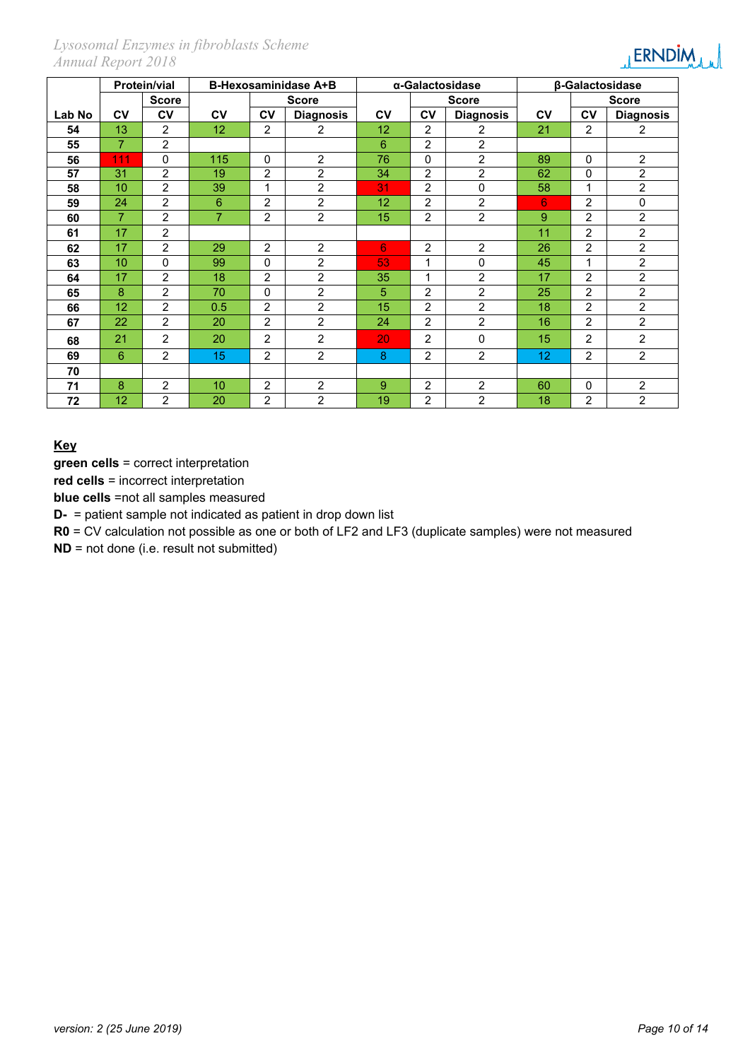| | Protein/vial | | B-Hexosaminidase A+B | | | α-Galactosidase | | | β-Galactosidase | | |
|---|---|---|---|---|---|---|---|---|---|---|---|
| | | Score | | Score | | | Score | | | Score | |
| Lab No | CV | CV | CV | CV | Diagnosis | CV | CV | Diagnosis | CV | CV | Diagnosis |
| 54 | 13 | 2 | 12 | 2 | 2 | 12 | 2 | 2 | 21 | 2 | 2 |
| 55 | 7 | 2 | | | | 6 | 2 | 2 | | | |
| 56 | 111 | 0 | 115 | 0 | 2 | 76 | 0 | 2 | 89 | 0 | 2 |
| 57 | 31 | 2 | 19 | 2 | 2 | 34 | 2 | 2 | 62 | 0 | 2 |
| 58 | 10 | 2 | 39 | 1 | 2 | 31 | 2 | 0 | 58 | 1 | 2 |
| 59 | 24 | 2 | 6 | 2 | 2 | 12 | 2 | 2 | 6 | 2 | 0 |
| 60 | 7 | 2 | 7 | 2 | 2 | 15 | 2 | 2 | 9 | 2 | 2 |
| 61 | 17 | 2 | | | | | | | 11 | 2 | 2 |
| 62 | 17 | 2 | 29 | 2 | 2 | 6 | 2 | 2 | 26 | 2 | 2 |
| 63 | 10 | 0 | 99 | 0 | 2 | 53 | 1 | 0 | 45 | 1 | 2 |
| 64 | 17 | 2 | 18 | 2 | 2 | 35 | 1 | 2 | 17 | 2 | 2 |
| 65 | 8 | 2 | 70 | 0 | 2 | 5 | 2 | 2 | 25 | 2 | 2 |
| 66 | 12 | 2 | 0.5 | 2 | 2 | 15 | 2 | 2 | 18 | 2 | 2 |
| 67 | 22 | 2 | 20 | 2 | 2 | 24 | 2 | 2 | 16 | 2 | 2 |
| 68 | 21 | 2 | 20 | 2 | 2 | 20 | 2 | 0 | 15 | 2 | 2 |
| 69 | 6 | 2 | 15 | 2 | 2 | 8 | 2 | 2 | 12 | 2 | 2 |
| 70 | | | | | | | | | | | |
| 71 | 8 | 2 | 10 | 2 | 2 | 9 | 2 | 2 | 60 | 0 | 2 |
| 72 | 12 | 2 | 20 | 2 | 2 | 19 | 2 | 2 | 18 | 2 | 2 |

**Key**

**green cells** = correct interpretation

**red cells** = incorrect interpretation

**blue cells** =not all samples measured

**D-** = patient sample not indicated as patient in drop down list

**R0** = CV calculation not possible as one or both of LF2 and LF3 (duplicate samples) were not measured

**ND** = not done (i.e. result not submitted)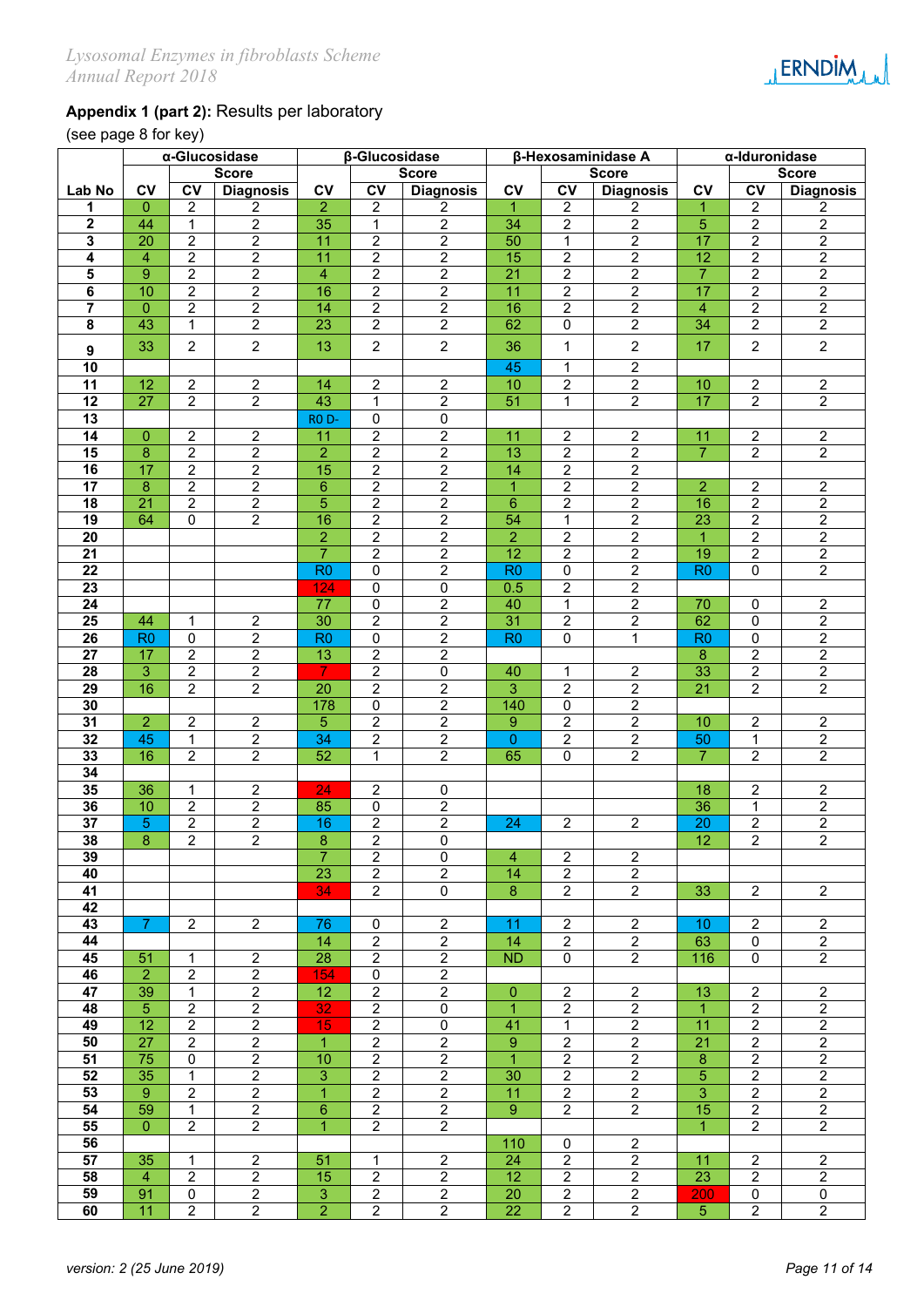## Appendix 1 (part 2): Results per laboratory

(see page 8 for key)

| | α-Glucosidase | | | β-Glucosidase | | | β-Hexosaminidase A | | | α-Iduronidase | | |
|---|---|---|---|---|---|---|---|---|---|---|---|---|
| | | Score | | | Score | | | Score | | | Score | |
| Lab No | CV | CV | Diagnosis | CV | CV | Diagnosis | CV | CV | Diagnosis | CV | CV | Diagnosis |
| 1 | 0 | 2 | 2 | 2 | 2 | 2 | 1 | 2 | 2 | 1 | 2 | 2 |
| 2 | 44 | 1 | 2 | 35 | 1 | 2 | 34 | 2 | 2 | 5 | 2 | 2 |
| 3 | 20 | 2 | 2 | 11 | 2 | 2 | 50 | 1 | 2 | 17 | 2 | 2 |
| 4 | 4 | 2 | 2 | 11 | 2 | 2 | 15 | 2 | 2 | 12 | 2 | 2 |
| 5 | 9 | 2 | 2 | 4 | 2 | 2 | 21 | 2 | 2 | 7 | 2 | 2 |
| 6 | 10 | 2 | 2 | 16 | 2 | 2 | 11 | 2 | 2 | 17 | 2 | 2 |
| 7 | 0 | 2 | 2 | 14 | 2 | 2 | 16 | 2 | 2 | 4 | 2 | 2 |
| 8 | 43 | 1 | 2 | 23 | 2 | 2 | 62 | 0 | 2 | 34 | 2 | 2 |
| 9 | 33 | 2 | 2 | 13 | 2 | 2 | 36 | 1 | 2 | 17 | 2 | 2 |
| 10 | | | | | | | 45 | 1 | 2 | | | |
| 11 | 12 | 2 | 2 | 14 | 2 | 2 | 10 | 2 | 2 | 10 | 2 | 2 |
| 12 | 27 | 2 | 2 | 43 | 1 | 2 | 51 | 1 | 2 | 17 | 2 | 2 |
| 13 | | | | R0 D- | 0 | 0 | | | | | | |
| 14 | 0 | 2 | 2 | 11 | 2 | 2 | 11 | 2 | 2 | 11 | 2 | 2 |
| 15 | 8 | 2 | 2 | 2 | 2 | 2 | 13 | 2 | 2 | 7 | 2 | 2 |
| 16 | 17 | 2 | 2 | 15 | 2 | 2 | 14 | 2 | 2 | | | |
| 17 | 8 | 2 | 2 | 6 | 2 | 2 | 1 | 2 | 2 | 2 | 2 | 2 |
| 18 | 21 | 2 | 2 | 5 | 2 | 2 | 6 | 2 | 2 | 16 | 2 | 2 |
| 19 | 64 | 0 | 2 | 16 | 2 | 2 | 54 | 1 | 2 | 23 | 2 | 2 |
| 20 | | | | 2 | 2 | 2 | 2 | 2 | 2 | 1 | 2 | 2 |
| 21 | | | | 7 | 2 | 2 | 12 | 2 | 2 | 19 | 2 | 2 |
| 22 | | | | R0 | 0 | 2 | R0 | 0 | 2 | R0 | 0 | 2 |
| 23 | | | | 124 | 0 | 0 | 0.5 | 2 | 2 | | | |
| 24 | | | | 77 | 0 | 2 | 40 | 1 | 2 | 70 | 0 | 2 |
| 25 | 44 | 1 | 2 | 30 | 2 | 2 | 31 | 2 | 2 | 62 | 0 | 2 |
| 26 | R0 | 0 | 2 | R0 | 0 | 2 | R0 | 0 | 1 | R0 | 0 | 2 |
| 27 | 17 | 2 | 2 | 13 | 2 | 2 | | | | 8 | 2 | 2 |
| 28 | 3 | 2 | 2 | 7 | 2 | 0 | 40 | 1 | 2 | 33 | 2 | 2 |
| 29 | 16 | 2 | 2 | 20 | 2 | 2 | 3 | 2 | 2 | 21 | 2 | 2 |
| 30 | | | | 178 | 0 | 2 | 140 | 0 | 2 | | | |
| 31 | 2 | 2 | 2 | 5 | 2 | 2 | 9 | 2 | 2 | 10 | 2 | 2 |
| 32 | 45 | 1 | 2 | 34 | 2 | 2 | 0 | 2 | 2 | 50 | 1 | 2 |
| 33 | 16 | 2 | 2 | 52 | 1 | 2 | 65 | 0 | 2 | 7 | 2 | 2 |
| 34 | | | | | | | | | | | | |
| 35 | 36 | 1 | 2 | 24 | 2 | 0 | | | | 18 | 2 | 2 |
| 36 | 10 | 2 | 2 | 85 | 0 | 2 | | | | 36 | 1 | 2 |
| 37 | 5 | 2 | 2 | 16 | 2 | 2 | 24 | 2 | 2 | 20 | 2 | 2 |
| 38 | 8 | 2 | 2 | 8 | 2 | 0 | | | | 12 | 2 | 2 |
| 39 | | | | 7 | 2 | 0 | 4 | 2 | 2 | | | |
| 40 | | | | 23 | 2 | 2 | 14 | 2 | 2 | | | |
| 41 | | | | 34 | 2 | 0 | 8 | 2 | 2 | 33 | 2 | 2 |
| 42 | | | | | | | | | | | | |
| 43 | 7 | 2 | 2 | 76 | 0 | 2 | 11 | 2 | 2 | 10 | 2 | 2 |
| 44 | | | | 14 | 2 | 2 | 14 | 2 | 2 | 63 | 0 | 2 |
| 45 | 51 | 1 | 2 | 28 | 2 | 2 | ND | 0 | 2 | 116 | 0 | 2 |
| 46 | 2 | 2 | 2 | 154 | 0 | 2 | | | | | | |
| 47 | 39 | 1 | 2 | 12 | 2 | 2 | 0 | 2 | 2 | 13 | 2 | 2 |
| 48 | 5 | 2 | 2 | 32 | 2 | 0 | 1 | 2 | 2 | 1 | 2 | 2 |
| 49 | 12 | 2 | 2 | 15 | 2 | 0 | 41 | 1 | 2 | 11 | 2 | 2 |
| 50 | 27 | 2 | 2 | 1 | 2 | 2 | 9 | 2 | 2 | 21 | 2 | 2 |
| 51 | 75 | 0 | 2 | 10 | 2 | 2 | 1 | 2 | 2 | 8 | 2 | 2 |
| 52 | 35 | 1 | 2 | 3 | 2 | 2 | 30 | 2 | 2 | 5 | 2 | 2 |
| 53 | 9 | 2 | 2 | 1 | 2 | 2 | 11 | 2 | 2 | 3 | 2 | 2 |
| 54 | 59 | 1 | 2 | 6 | 2 | 2 | 9 | 2 | 2 | 15 | 2 | 2 |
| 55 | 0 | 2 | 2 | 1 | 2 | 2 | | | | 1 | 2 | 2 |
| 56 | | | | | | | 110 | 0 | 2 | | | |
| 57 | 35 | 1 | 2 | 51 | 1 | 2 | 24 | 2 | 2 | 11 | 2 | 2 |
| 58 | 4 | 2 | 2 | 15 | 2 | 2 | 12 | 2 | 2 | 23 | 2 | 2 |
| 59 | 91 | 0 | 2 | 3 | 2 | 2 | 20 | 2 | 2 | 200 | 0 | 0 |
| 60 | 11 | 2 | 2 | 2 | 2 | 2 | 22 | 2 | 2 | 5 | 2 | 2 |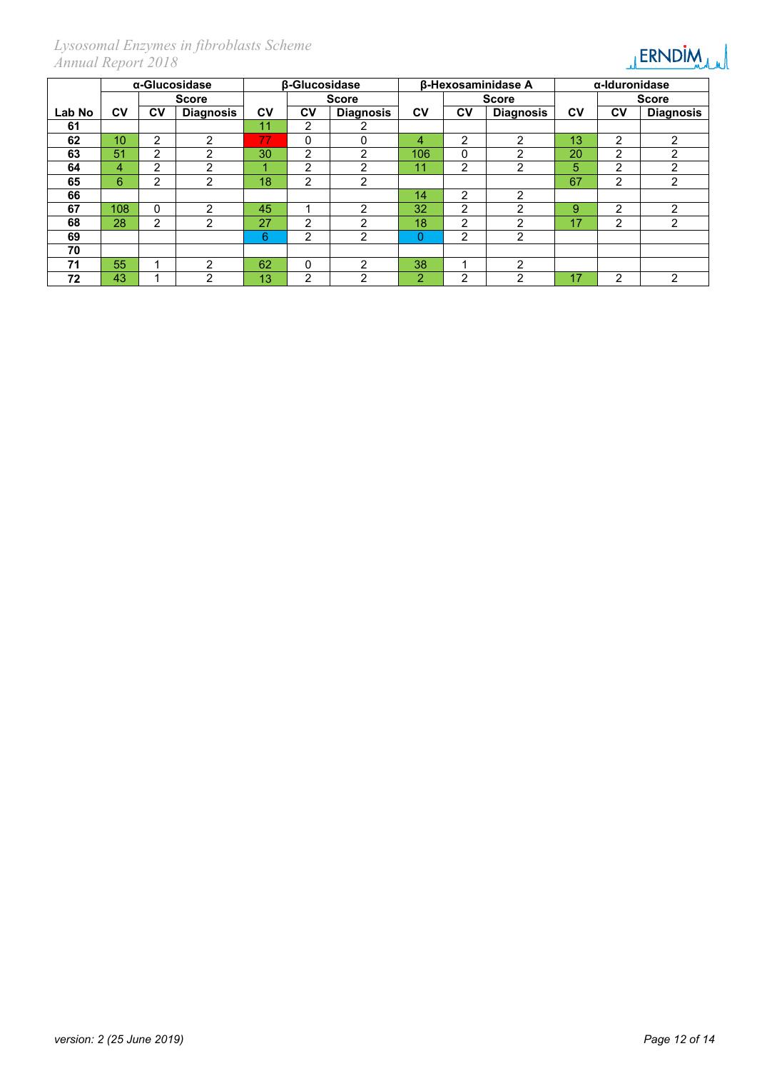| Lab No | α-Glucosidase | | | β-Glucosidase | | | β-Hexosaminidase A | | | α-Iduronidase | | |
|---|---|---|---|---|---|---|---|---|---|---|---|---|
| | | Score | | | Score | | | Score | | | Score | |
| | CV | CV | Diagnosis | CV | CV | Diagnosis | CV | CV | Diagnosis | CV | CV | Diagnosis |
| 61 | | | | 11 | 2 | 2 | | | | | | |
| 62 | 10 | 2 | 2 | 77 | 0 | 0 | 4 | 2 | 2 | 13 | 2 | 2 |
| 63 | 51 | 2 | 2 | 30 | 2 | 2 | 106 | 0 | 2 | 20 | 2 | 2 |
| 64 | 4 | 2 | 2 | 1 | 2 | 2 | 11 | 2 | 2 | 5 | 2 | 2 |
| 65 | 6 | 2 | 2 | 18 | 2 | 2 | | | | 67 | 2 | 2 |
| 66 | | | | | | | 14 | 2 | 2 | | | |
| 67 | 108 | 0 | 2 | 45 | 1 | 2 | 32 | 2 | 2 | 9 | 2 | 2 |
| 68 | 28 | 2 | 2 | 27 | 2 | 2 | 18 | 2 | 2 | 17 | 2 | 2 |
| 69 | | | | 6 | 2 | 2 | 0 | 2 | 2 | | | |
| 70 | | | | | | | | | | | | |
| 71 | 55 | 1 | 2 | 62 | 0 | 2 | 38 | 1 | 2 | | | |
| 72 | 43 | 1 | 2 | 13 | 2 | 2 | 2 | 2 | 2 | 17 | 2 | 2 |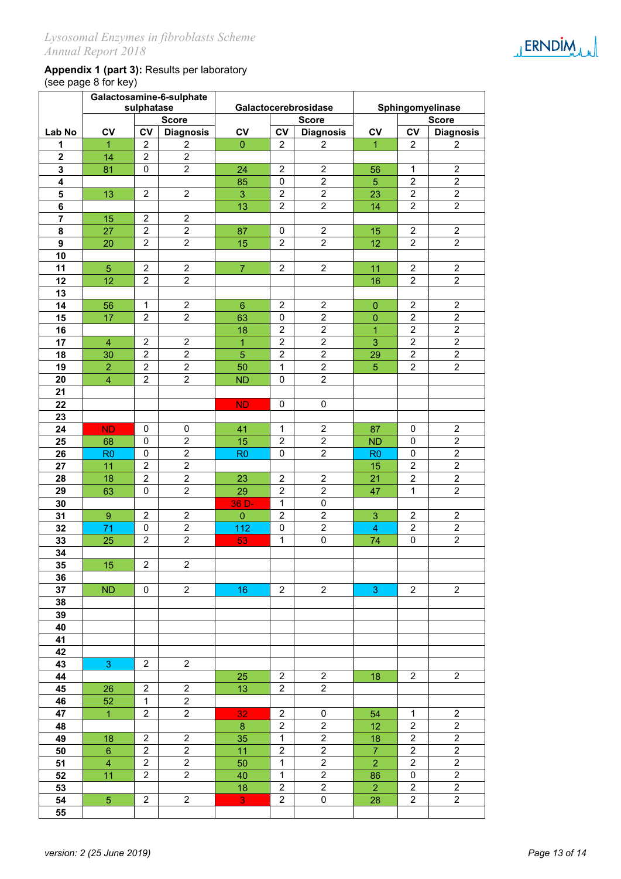**Appendix 1 (part 3):** Results per laboratory
(see page 8 for key)

| | Galactosamine-6-sulphate sulphatase | | | Galactocerebrosidase | | | Sphingomyelinase | | |
|---|---|---|---|---|---|---|---|---|---|
| | | Score | | | Score | | | Score | |
| Lab No | CV | CV | Diagnosis | CV | CV | Diagnosis | CV | CV | Diagnosis |
| 1 | 1 | 2 | 2 | 0 | 2 | 2 | 1 | 2 | 2 |
| 2 | 14 | 2 | 2 | | | | | | |
| 3 | 81 | 0 | 2 | 24 | 2 | 2 | 56 | 1 | 2 |
| 4 | | | | 85 | 0 | 2 | 5 | 2 | 2 |
| 5 | 13 | 2 | 2 | 3 | 2 | 2 | 23 | 2 | 2 |
| 6 | | | | 13 | 2 | 2 | 14 | 2 | 2 |
| 7 | 15 | 2 | 2 | | | | | | |
| 8 | 27 | 2 | 2 | 87 | 0 | 2 | 15 | 2 | 2 |
| 9 | 20 | 2 | 2 | 15 | 2 | 2 | 12 | 2 | 2 |
| 10 | | | | | | | | | |
| 11 | 5 | 2 | 2 | 7 | 2 | 2 | 11 | 2 | 2 |
| 12 | 12 | 2 | 2 | | | | 16 | 2 | 2 |
| 13 | | | | | | | | | |
| 14 | 56 | 1 | 2 | 6 | 2 | 2 | 0 | 2 | 2 |
| 15 | 17 | 2 | 2 | 63 | 0 | 2 | 0 | 2 | 2 |
| 16 | | | | 18 | 2 | 2 | 1 | 2 | 2 |
| 17 | 4 | 2 | 2 | 1 | 2 | 2 | 3 | 2 | 2 |
| 18 | 30 | 2 | 2 | 5 | 2 | 2 | 29 | 2 | 2 |
| 19 | 2 | 2 | 2 | 50 | 1 | 2 | 5 | 2 | 2 |
| 20 | 4 | 2 | 2 | ND | 0 | 2 | | | |
| 21 | | | | | | | | | |
| 22 | | | | ND | 0 | 0 | | | |
| 23 | | | | | | | | | |
| 24 | ND | 0 | 0 | 41 | 1 | 2 | 87 | 0 | 2 |
| 25 | 68 | 0 | 2 | 15 | 2 | 2 | ND | 0 | 2 |
| 26 | R0 | 0 | 2 | R0 | 0 | 2 | R0 | 0 | 2 |
| 27 | 11 | 2 | 2 | | | | 15 | 2 | 2 |
| 28 | 18 | 2 | 2 | 23 | 2 | 2 | 21 | 2 | 2 |
| 29 | 63 | 0 | 2 | 29 | 2 | 2 | 47 | 1 | 2 |
| 30 | | | | 36 D- | 1 | 0 | | | |
| 31 | 9 | 2 | 2 | 0 | 2 | 2 | 3 | 2 | 2 |
| 32 | 71 | 0 | 2 | 112 | 0 | 2 | 4 | 2 | 2 |
| 33 | 25 | 2 | 2 | 53 | 1 | 0 | 74 | 0 | 2 |
| 34 | | | | | | | | | |
| 35 | 15 | 2 | 2 | | | | | | |
| 36 | | | | | | | | | |
| 37 | ND | 0 | 2 | 16 | 2 | 2 | 3 | 2 | 2 |
| 38 | | | | | | | | | |
| 39 | | | | | | | | | |
| 40 | | | | | | | | | |
| 41 | | | | | | | | | |
| 42 | | | | | | | | | |
| 43 | 3 | 2 | 2 | | | | | | |
| 44 | | | | 25 | 2 | 2 | 18 | 2 | 2 |
| 45 | 26 | 2 | 2 | 13 | 2 | 2 | | | |
| 46 | 52 | 1 | 2 | | | | | | |
| 47 | 1 | 2 | 2 | 32 | 2 | 0 | 54 | 1 | 2 |
| 48 | | | | 8 | 2 | 2 | 12 | 2 | 2 |
| 49 | 18 | 2 | 2 | 35 | 1 | 2 | 18 | 2 | 2 |
| 50 | 6 | 2 | 2 | 11 | 2 | 2 | 7 | 2 | 2 |
| 51 | 4 | 2 | 2 | 50 | 1 | 2 | 2 | 2 | 2 |
| 52 | 11 | 2 | 2 | 40 | 1 | 2 | 86 | 0 | 2 |
| 53 | | | | 18 | 2 | 2 | 2 | 2 | 2 |
| 54 | 5 | 2 | 2 | 3 | 2 | 0 | 28 | 2 | 2 |
| 55 | | | | | | | | | |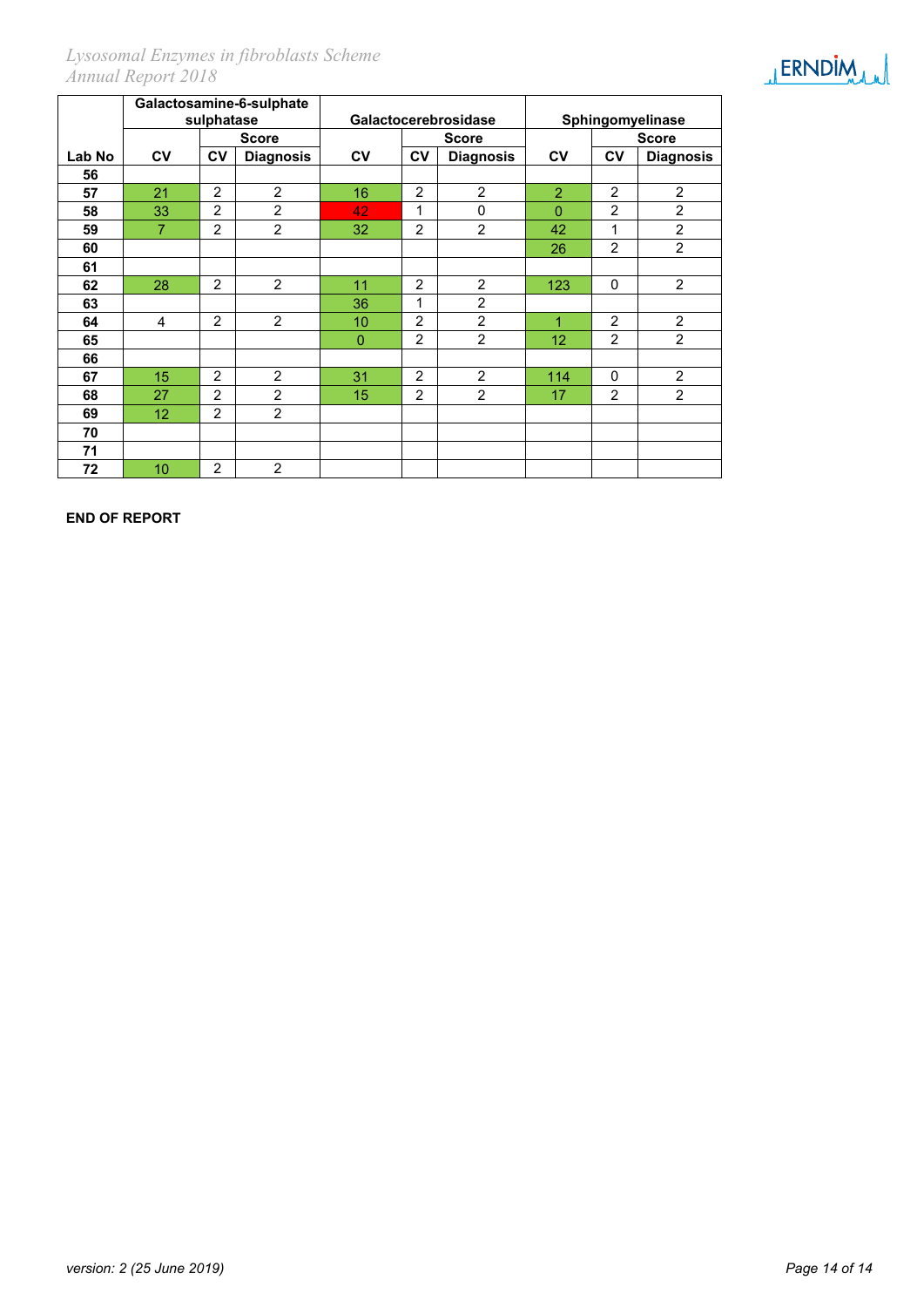| Lab No | Galactosamine-6-sulphate sulphatase | | | Galactocerebrosidase | | | Sphingomyelinase | | |
|---|---|---|---|---|---|---|---|---|---|
| | CV | Score | | CV | Score | | CV | Score | |
| | | CV | Diagnosis | | CV | Diagnosis | | CV | Diagnosis |
| 56 | | | | | | | | | |
| 57 | 21 | 2 | 2 | 16 | 2 | 2 | 2 | 2 | 2 |
| 58 | 33 | 2 | 2 | 42 | 1 | 0 | 0 | 2 | 2 |
| 59 | 7 | 2 | 2 | 32 | 2 | 2 | 42 | 1 | 2 |
| 60 | | | | | | | 26 | 2 | 2 |
| 61 | | | | | | | | | |
| 62 | 28 | 2 | 2 | 11 | 2 | 2 | 123 | 0 | 2 |
| 63 | | | | 36 | 1 | 2 | | | |
| 64 | 4 | 2 | 2 | 10 | 2 | 2 | 1 | 2 | 2 |
| 65 | | | | 0 | 2 | 2 | 12 | 2 | 2 |
| 66 | | | | | | | | | |
| 67 | 15 | 2 | 2 | 31 | 2 | 2 | 114 | 0 | 2 |
| 68 | 27 | 2 | 2 | 15 | 2 | 2 | 17 | 2 | 2 |
| 69 | 12 | 2 | 2 | | | | | | |
| 70 | | | | | | | | | |
| 71 | | | | | | | | | |
| 72 | 10 | 2 | 2 | | | | | | |

**END OF REPORT**